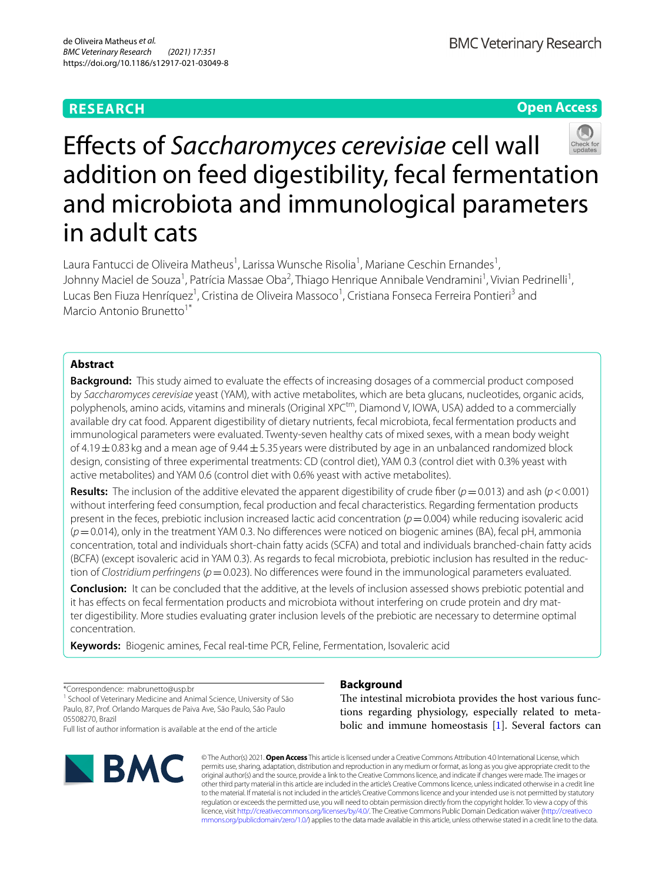RESEARCH

Open Access

# Effects of *Saccharomyces cerevisiae* cell wall addition on feed digestibility, fecal fermentation and microbiota and immunological parameters in adult cats

Laura Fantucci de Oliveira Matheus[1], Larissa Wunsche Risolia[1], Mariane Ceschin Ernandes[1], Johnny Maciel de Souza[1], Patrícia Massae Oba[2], Thiago Henrique Annibale Vendramini[1], Vivian Pedrinelli[1], Lucas Ben Fiuza Henríquez[1], Cristina de Oliveira Massoco[1], Cristiana Fonseca Ferreira Pontieri[3] and Marcio Antonio Brunetto[1*]

## Abstract

**Background:** This study aimed to evaluate the effects of increasing dosages of a commercial product composed by *Saccharomyces cerevisiae* yeast (YAM), with active metabolites, which are beta glucans, nucleotides, organic acids, polyphenols, amino acids, vitamins and minerals (Original XPC[tm], Diamond V, IOWA, USA) added to a commercially available dry cat food. Apparent digestibility of dietary nutrients, fecal microbiota, fecal fermentation products and immunological parameters were evaluated. Twenty-seven healthy cats of mixed sexes, with a mean body weight of $4.19 \pm 0.83$ kg and a mean age of $9.44 \pm 5.35$ years were distributed by age in an unbalanced randomized block design, consisting of three experimental treatments: CD (control diet), YAM 0.3 (control diet with 0.3% yeast with active metabolites) and YAM 0.6 (control diet with 0.6% yeast with active metabolites).

**Results:** The inclusion of the additive elevated the apparent digestibility of crude fiber ($p = 0.013$) and ash ($p < 0.001$) without interfering feed consumption, fecal production and fecal characteristics. Regarding fermentation products present in the feces, prebiotic inclusion increased lactic acid concentration ($p = 0.004$) while reducing isovaleric acid ($p = 0.014$), only in the treatment YAM 0.3. No differences were noticed on biogenic amines (BA), fecal pH, ammonia concentration, total and individuals short-chain fatty acids (SCFA) and total and individuals branched-chain fatty acids (BCFA) (except isovaleric acid in YAM 0.3). As regards to fecal microbiota, prebiotic inclusion has resulted in the reduction of *Clostridium perfringens* ($p = 0.023$). No differences were found in the immunological parameters evaluated.

**Conclusion:** It can be concluded that the additive, at the levels of inclusion assessed shows prebiotic potential and it has effects on fecal fermentation products and microbiota without interfering on crude protein and dry matter digestibility. More studies evaluating grater inclusion levels of the prebiotic are necessary to determine optimal concentration.

**Keywords:** Biogenic amines, Fecal real-time PCR, Feline, Fermentation, Isovaleric acid

*Correspondence: mabrunetto@usp.br
[1] School of Veterinary Medicine and Animal Science, University of São Paulo, 87, Prof. Orlando Marques de Paiva Ave, São Paulo, São Paulo 05508270, Brazil
Full list of author information is available at the end of the article

## Background

The intestinal microbiota provides the host various functions regarding physiology, especially related to metabolic and immune homeostasis [1]. Several factors can

© The Author(s) 2021. **Open Access** This article is licensed under a Creative Commons Attribution 4.0 International License, which permits use, sharing, adaptation, distribution and reproduction in any medium or format, as long as you give appropriate credit to the original author(s) and the source, provide a link to the Creative Commons licence, and indicate if changes were made. The images or other third party material in this article are included in the article's Creative Commons licence, unless indicated otherwise in a credit line to the material. If material is not included in the article's Creative Commons licence and your intended use is not permitted by statutory regulation or exceeds the permitted use, you will need to obtain permission directly from the copyright holder. To view a copy of this licence, visit http://creativecommons.org/licenses/by/4.0/. The Creative Commons Public Domain Dedication waiver (http://creativecommons.org/publicdomain/zero/1.0/) applies to the data made available in this article, unless otherwise stated in a credit line to the data.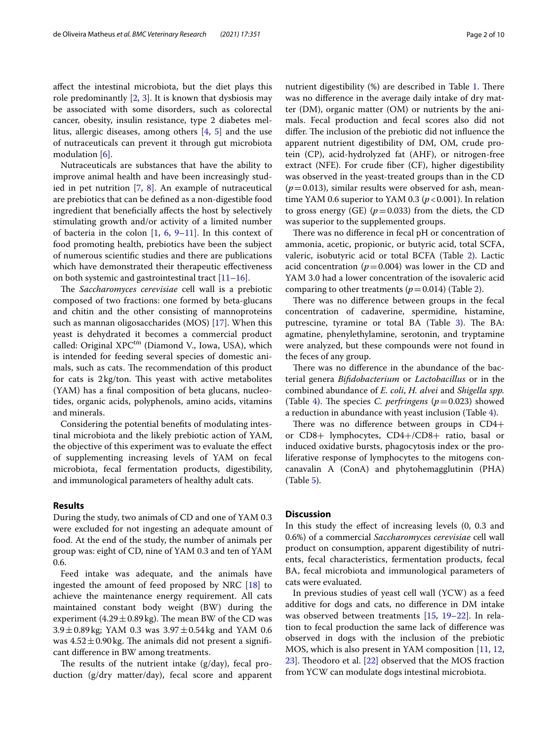affect the intestinal microbiota, but the diet plays this role predominantly [2, 3]. It is known that dysbiosis may be associated with some disorders, such as colorectal cancer, obesity, insulin resistance, type 2 diabetes mellitus, allergic diseases, among others [4, 5] and the use of nutraceuticals can prevent it through gut microbiota modulation [6].

Nutraceuticals are substances that have the ability to improve animal health and have been increasingly studied in pet nutrition [7, 8]. An example of nutraceutical are prebiotics that can be defined as a non-digestible food ingredient that beneficially affects the host by selectively stimulating growth and/or activity of a limited number of bacteria in the colon [1, 6, 9–11]. In this context of food promoting health, prebiotics have been the subject of numerous scientific studies and there are publications which have demonstrated their therapeutic effectiveness on both systemic and gastrointestinal tract [11–16].

The *Saccharomyces cerevisiae* cell wall is a prebiotic composed of two fractions: one formed by beta-glucans and chitin and the other consisting of mannoproteins such as mannan oligosaccharides (MOS) [17]. When this yeast is dehydrated it becomes a commercial product called: Original XPC[tm] (Diamond V., Iowa, USA), which is intended for feeding several species of domestic animals, such as cats. The recommendation of this product for cats is 2 kg/ton. This yeast with active metabolites (YAM) has a final composition of beta glucans, nucleotides, organic acids, polyphenols, amino acids, vitamins and minerals.

Considering the potential benefits of modulating intestinal microbiota and the likely prebiotic action of YAM, the objective of this experiment was to evaluate the effect of supplementing increasing levels of YAM on fecal microbiota, fecal fermentation products, digestibility, and immunological parameters of healthy adult cats.

## Results

During the study, two animals of CD and one of YAM 0.3 were excluded for not ingesting an adequate amount of food. At the end of the study, the number of animals per group was: eight of CD, nine of YAM 0.3 and ten of YAM 0.6.

Feed intake was adequate, and the animals have ingested the amount of feed proposed by NRC [18] to achieve the maintenance energy requirement. All cats maintained constant body weight (BW) during the experiment ($4.29 \pm 0.89$ kg). The mean BW of the CD was $3.9 \pm 0.89$ kg; YAM 0.3 was $3.97 \pm 0.54$ kg and YAM 0.6 was $4.52 \pm 0.90$ kg. The animals did not present a significant difference in BW among treatments.

The results of the nutrient intake (g/day), fecal production (g/dry matter/day), fecal score and apparent nutrient digestibility (%) are described in Table 1. There was no difference in the average daily intake of dry matter (DM), organic matter (OM) or nutrients by the animals. Fecal production and fecal scores also did not differ. The inclusion of the prebiotic did not influence the apparent nutrient digestibility of DM, OM, crude protein (CP), acid-hydrolyzed fat (AHF), or nitrogen-free extract (NFE). For crude fiber (CF), higher digestibility was observed in the yeast-treated groups than in the CD ($p = 0.013$), similar results were observed for ash, meantime YAM 0.6 superior to YAM 0.3 ($p < 0.001$). In relation to gross energy (GE) ($p = 0.033$) from the diets, the CD was superior to the supplemented groups.

There was no difference in fecal pH or concentration of ammonia, acetic, propionic, or butyric acid, total SCFA, valeric, isobutyric acid or total BCFA (Table 2). Lactic acid concentration ($p = 0.004$) was lower in the CD and YAM 3.0 had a lower concentration of the isovaleric acid comparing to other treatments ($p = 0.014$) (Table 2).

There was no difference between groups in the fecal concentration of cadaverine, spermidine, histamine, putrescine, tyramine or total BA (Table 3). The BA: agmatine, phenylethylamine, serotonin, and tryptamine were analyzed, but these compounds were not found in the feces of any group.

There was no difference in the abundance of the bacterial genera *Bifidobacterium* or *Lactobacillus* or in the combined abundance of *E. coli*, *H. alvei* and *Shigella spp.* (Table 4). The species *C. perfringens* ($p = 0.023$) showed a reduction in abundance with yeast inclusion (Table 4).

There was no difference between groups in CD4+ or CD8+ lymphocytes, CD4+/CD8+ ratio, basal or induced oxidative bursts, phagocytosis index or the proliferative response of lymphocytes to the mitogens concanavalin A (ConA) and phytohemagglutinin (PHA) (Table 5).

## Discussion

In this study the effect of increasing levels (0, 0.3 and 0.6%) of a commercial *Saccharomyces cerevisiae* cell wall product on consumption, apparent digestibility of nutrients, fecal characteristics, fermentation products, fecal BA, fecal microbiota and immunological parameters of cats were evaluated.

In previous studies of yeast cell wall (YCW) as a feed additive for dogs and cats, no difference in DM intake was observed between treatments [15, 19–22]. In relation to fecal production the same lack of difference was observed in dogs with the inclusion of the prebiotic MOS, which is also present in YAM composition [11, 12, 23]. Theodoro et al. [22] observed that the MOS fraction from YCW can modulate dogs intestinal microbiota.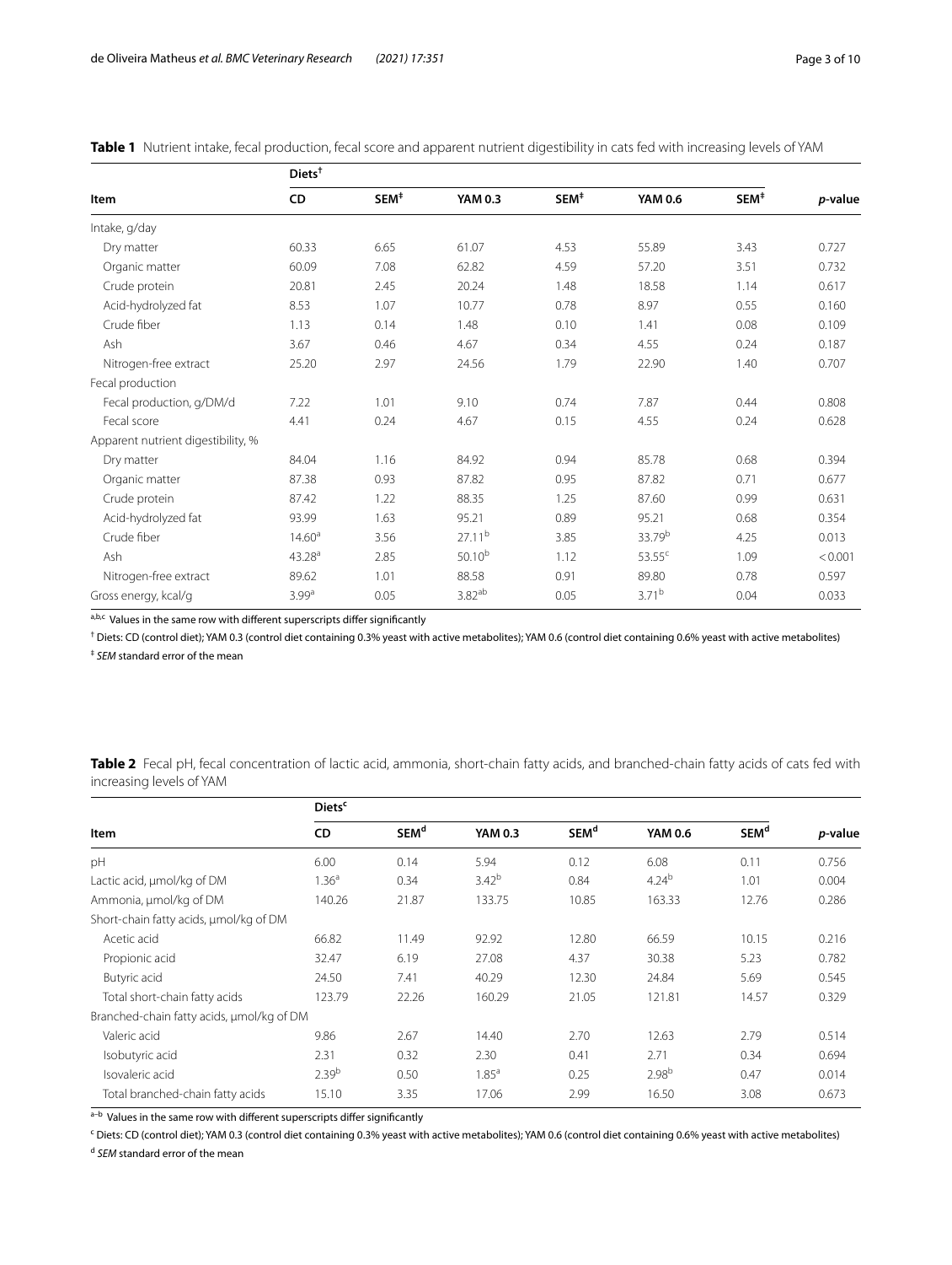**Table 1** Nutrient intake, fecal production, fecal score and apparent nutrient digestibility in cats fed with increasing levels of YAM

| Item | Diets[†] | | | | | | *p*-value |
|---|---|---|---|---|---|---|---|
| | CD | SEM[‡] | YAM 0.3 | SEM[‡] | YAM 0.6 | SEM[‡] | |
| Intake, g/day | | | | | | | |
| Dry matter | 60.33 | 6.65 | 61.07 | 4.53 | 55.89 | 3.43 | 0.727 |
| Organic matter | 60.09 | 7.08 | 62.82 | 4.59 | 57.20 | 3.51 | 0.732 |
| Crude protein | 20.81 | 2.45 | 20.24 | 1.48 | 18.58 | 1.14 | 0.617 |
| Acid-hydrolyzed fat | 8.53 | 1.07 | 10.77 | 0.78 | 8.97 | 0.55 | 0.160 |
| Crude fiber | 1.13 | 0.14 | 1.48 | 0.10 | 1.41 | 0.08 | 0.109 |
| Ash | 3.67 | 0.46 | 4.67 | 0.34 | 4.55 | 0.24 | 0.187 |
| Nitrogen-free extract | 25.20 | 2.97 | 24.56 | 1.79 | 22.90 | 1.40 | 0.707 |
| Fecal production | | | | | | | |
| Fecal production, g/DM/d | 7.22 | 1.01 | 9.10 | 0.74 | 7.87 | 0.44 | 0.808 |
| Fecal score | 4.41 | 0.24 | 4.67 | 0.15 | 4.55 | 0.24 | 0.628 |
| Apparent nutrient digestibility, % | | | | | | | |
| Dry matter | 84.04 | 1.16 | 84.92 | 0.94 | 85.78 | 0.68 | 0.394 |
| Organic matter | 87.38 | 0.93 | 87.82 | 0.95 | 87.82 | 0.71 | 0.677 |
| Crude protein | 87.42 | 1.22 | 88.35 | 1.25 | 87.60 | 0.99 | 0.631 |
| Acid-hydrolyzed fat | 93.99 | 1.63 | 95.21 | 0.89 | 95.21 | 0.68 | 0.354 |
| Crude fiber | 14.60[a] | 3.56 | 27.11[b] | 3.85 | 33.79[b] | 4.25 | 0.013 |
| Ash | 43.28[a] | 2.85 | 50.10[b] | 1.12 | 53.55[c] | 1.09 | < 0.001 |
| Nitrogen-free extract | 89.62 | 1.01 | 88.58 | 0.91 | 89.80 | 0.78 | 0.597 |
| Gross energy, kcal/g | 3.99[a] | 0.05 | 3.82[ab] | 0.05 | 3.71[b] | 0.04 | 0.033 |

[a,b,c] Values in the same row with different superscripts differ significantly

[†] Diets: CD (control diet); YAM 0.3 (control diet containing 0.3% yeast with active metabolites); YAM 0.6 (control diet containing 0.6% yeast with active metabolites)

[‡] *SEM* standard error of the mean

**Table 2** Fecal pH, fecal concentration of lactic acid, ammonia, short-chain fatty acids, and branched-chain fatty acids of cats fed with increasing levels of YAM

| Item | Diets[c] | | | | | | *p*-value |
|---|---|---|---|---|---|---|---|
| | CD | SEM[d] | YAM 0.3 | SEM[d] | YAM 0.6 | SEM[d] | |
| pH | 6.00 | 0.14 | 5.94 | 0.12 | 6.08 | 0.11 | 0.756 |
| Lactic acid, µmol/kg of DM | 1.36[a] | 0.34 | 3.42[b] | 0.84 | 4.24[b] | 1.01 | 0.004 |
| Ammonia, µmol/kg of DM | 140.26 | 21.87 | 133.75 | 10.85 | 163.33 | 12.76 | 0.286 |
| Short-chain fatty acids, µmol/kg of DM | | | | | | | |
| Acetic acid | 66.82 | 11.49 | 92.92 | 12.80 | 66.59 | 10.15 | 0.216 |
| Propionic acid | 32.47 | 6.19 | 27.08 | 4.37 | 30.38 | 5.23 | 0.782 |
| Butyric acid | 24.50 | 7.41 | 40.29 | 12.30 | 24.84 | 5.69 | 0.545 |
| Total short-chain fatty acids | 123.79 | 22.26 | 160.29 | 21.05 | 121.81 | 14.57 | 0.329 |
| Branched-chain fatty acids, µmol/kg of DM | | | | | | | |
| Valeric acid | 9.86 | 2.67 | 14.40 | 2.70 | 12.63 | 2.79 | 0.514 |
| Isobutyric acid | 2.31 | 0.32 | 2.30 | 0.41 | 2.71 | 0.34 | 0.694 |
| Isovaleric acid | 2.39[b] | 0.50 | 1.85[a] | 0.25 | 2.98[b] | 0.47 | 0.014 |
| Total branched-chain fatty acids | 15.10 | 3.35 | 17.06 | 2.99 | 16.50 | 3.08 | 0.673 |

[a–b] Values in the same row with different superscripts differ significantly

[c] Diets: CD (control diet); YAM 0.3 (control diet containing 0.3% yeast with active metabolites); YAM 0.6 (control diet containing 0.6% yeast with active metabolites)

[d] *SEM* standard error of the mean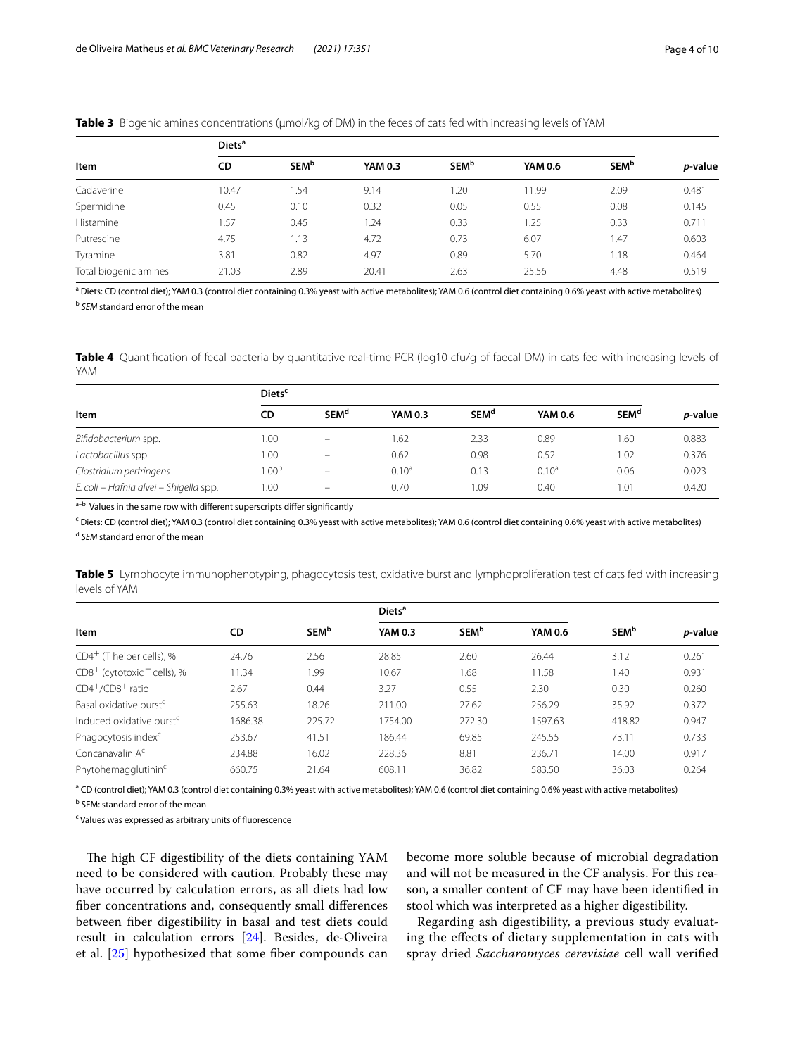**Table 3** Biogenic amines concentrations (μmol/kg of DM) in the feces of cats fed with increasing levels of YAM

| Item | Diets[a] | | | | | | *p*-value |
|---|---|---|---|---|---|---|---|
| | CD | SEM[b] | YAM 0.3 | SEM[b] | YAM 0.6 | SEM[b] | |
| Cadaverine | 10.47 | 1.54 | 9.14 | 1.20 | 11.99 | 2.09 | 0.481 |
| Spermidine | 0.45 | 0.10 | 0.32 | 0.05 | 0.55 | 0.08 | 0.145 |
| Histamine | 1.57 | 0.45 | 1.24 | 0.33 | 1.25 | 0.33 | 0.711 |
| Putrescine | 4.75 | 1.13 | 4.72 | 0.73 | 6.07 | 1.47 | 0.603 |
| Tyramine | 3.81 | 0.82 | 4.97 | 0.89 | 5.70 | 1.18 | 0.464 |
| Total biogenic amines | 21.03 | 2.89 | 20.41 | 2.63 | 25.56 | 4.48 | 0.519 |

[a] Diets: CD (control diet); YAM 0.3 (control diet containing 0.3% yeast with active metabolites); YAM 0.6 (control diet containing 0.6% yeast with active metabolites)

[b] *SEM* standard error of the mean

**Table 4** Quantification of fecal bacteria by quantitative real-time PCR (log10 cfu/g of faecal DM) in cats fed with increasing levels of YAM

| Item | Diets[c] | | | | | | *p*-value |
|---|---|---|---|---|---|---|---|
| | CD | SEM[d] | YAM 0.3 | SEM[d] | YAM 0.6 | SEM[d] | |
| *Bifidobacterium* spp. | 1.00 | – | 1.62 | 2.33 | 0.89 | 1.60 | 0.883 |
| *Lactobacillus* spp. | 1.00 | – | 0.62 | 0.98 | 0.52 | 1.02 | 0.376 |
| *Clostridium perfringens* | 1.00[b] | – | 0.10[a] | 0.13 | 0.10[a] | 0.06 | 0.023 |
| *E. coli – Hafnia alvei – Shigella* spp. | 1.00 | – | 0.70 | 1.09 | 0.40 | 1.01 | 0.420 |

[a–b] Values in the same row with different superscripts differ significantly

[c] Diets: CD (control diet); YAM 0.3 (control diet containing 0.3% yeast with active metabolites); YAM 0.6 (control diet containing 0.6% yeast with active metabolites)

[d] *SEM* standard error of the mean

**Table 5** Lymphocyte immunophenotyping, phagocytosis test, oxidative burst and lymphoproliferation test of cats fed with increasing levels of YAM

| Item | Diets[a] | | | | | | *p*-value |
|---|---|---|---|---|---|---|---|
| | CD | SEM[b] | YAM 0.3 | SEM[b] | YAM 0.6 | SEM[b] | |
| $CD4^+$ (T helper cells), % | 24.76 | 2.56 | 28.85 | 2.60 | 26.44 | 3.12 | 0.261 |
| $CD8^+$ (cytotoxic T cells), % | 11.34 | 1.99 | 10.67 | 1.68 | 11.58 | 1.40 | 0.931 |
| $CD4^+/CD8^+$ ratio | 2.67 | 0.44 | 3.27 | 0.55 | 2.30 | 0.30 | 0.260 |
| Basal oxidative burst[c] | 255.63 | 18.26 | 211.00 | 27.62 | 256.29 | 35.92 | 0.372 |
| Induced oxidative burst[c] | 1686.38 | 225.72 | 1754.00 | 272.30 | 1597.63 | 418.82 | 0.947 |
| Phagocytosis index[c] | 253.67 | 41.51 | 186.44 | 69.85 | 245.55 | 73.11 | 0.733 |
| Concanavalin A[c] | 234.88 | 16.02 | 228.36 | 8.81 | 236.71 | 14.00 | 0.917 |
| Phytohemagglutinin[c] | 660.75 | 21.64 | 608.11 | 36.82 | 583.50 | 36.03 | 0.264 |

[a] CD (control diet); YAM 0.3 (control diet containing 0.3% yeast with active metabolites); YAM 0.6 (control diet containing 0.6% yeast with active metabolites)

[b] SEM: standard error of the mean

[c] Values was expressed as arbitrary units of fluorescence

The high CF digestibility of the diets containing YAM need to be considered with caution. Probably these may have occurred by calculation errors, as all diets had low fiber concentrations and, consequently small differences between fiber digestibility in basal and test diets could result in calculation errors [24]. Besides, de-Oliveira et al. [25] hypothesized that some fiber compounds can become more soluble because of microbial degradation and will not be measured in the CF analysis. For this reason, a smaller content of CF may have been identified in stool which was interpreted as a higher digestibility.

Regarding ash digestibility, a previous study evaluating the effects of dietary supplementation in cats with spray dried *Saccharomyces cerevisiae* cell wall verified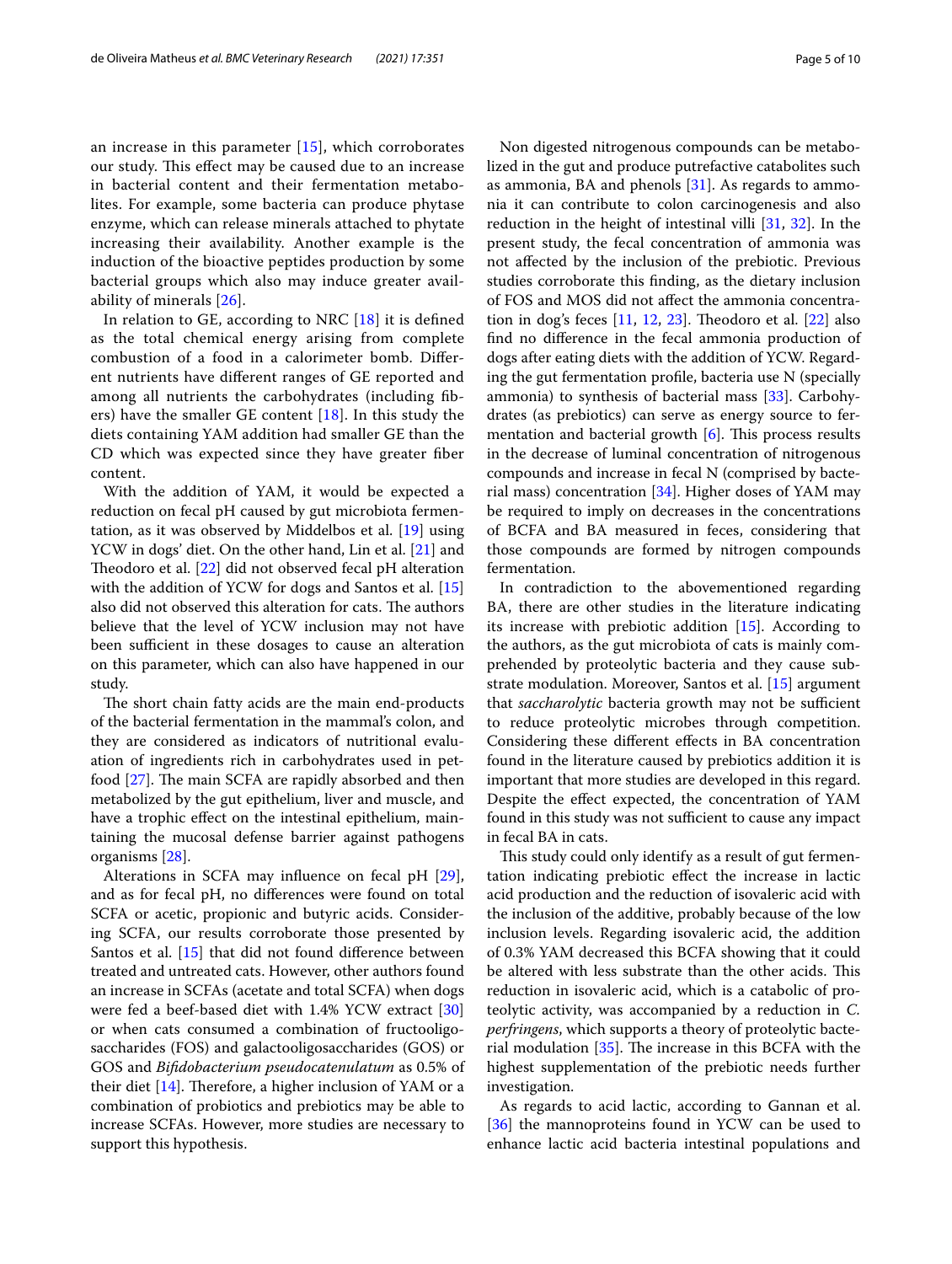an increase in this parameter [15], which corroborates our study. This effect may be caused due to an increase in bacterial content and their fermentation metabolites. For example, some bacteria can produce phytase enzyme, which can release minerals attached to phytate increasing their availability. Another example is the induction of the bioactive peptides production by some bacterial groups which also may induce greater availability of minerals [26].

In relation to GE, according to NRC [18] it is defined as the total chemical energy arising from complete combustion of a food in a calorimeter bomb. Different nutrients have different ranges of GE reported and among all nutrients the carbohydrates (including fibers) have the smaller GE content [18]. In this study the diets containing YAM addition had smaller GE than the CD which was expected since they have greater fiber content.

With the addition of YAM, it would be expected a reduction on fecal pH caused by gut microbiota fermentation, as it was observed by Middelbos et al. [19] using YCW in dogs' diet. On the other hand, Lin et al. [21] and Theodoro et al. [22] did not observed fecal pH alteration with the addition of YCW for dogs and Santos et al. [15] also did not observed this alteration for cats. The authors believe that the level of YCW inclusion may not have been sufficient in these dosages to cause an alteration on this parameter, which can also have happened in our study.

The short chain fatty acids are the main end-products of the bacterial fermentation in the mammal's colon, and they are considered as indicators of nutritional evaluation of ingredients rich in carbohydrates used in petfood [27]. The main SCFA are rapidly absorbed and then metabolized by the gut epithelium, liver and muscle, and have a trophic effect on the intestinal epithelium, maintaining the mucosal defense barrier against pathogens organisms [28].

Alterations in SCFA may influence on fecal pH [29], and as for fecal pH, no differences were found on total SCFA or acetic, propionic and butyric acids. Considering SCFA, our results corroborate those presented by Santos et al. [15] that did not found difference between treated and untreated cats. However, other authors found an increase in SCFAs (acetate and total SCFA) when dogs were fed a beef-based diet with 1.4% YCW extract [30] or when cats consumed a combination of fructooligosaccharides (FOS) and galactooligosaccharides (GOS) or GOS and *Bifidobacterium pseudocatenulatum* as 0.5% of their diet [14]. Therefore, a higher inclusion of YAM or a combination of probiotics and prebiotics may be able to increase SCFAs. However, more studies are necessary to support this hypothesis.

Non digested nitrogenous compounds can be metabolized in the gut and produce putrefactive catabolites such as ammonia, BA and phenols [31]. As regards to ammonia it can contribute to colon carcinogenesis and also reduction in the height of intestinal villi [31, 32]. In the present study, the fecal concentration of ammonia was not affected by the inclusion of the prebiotic. Previous studies corroborate this finding, as the dietary inclusion of FOS and MOS did not affect the ammonia concentration in dog's feces [11, 12, 23]. Theodoro et al. [22] also find no difference in the fecal ammonia production of dogs after eating diets with the addition of YCW. Regarding the gut fermentation profile, bacteria use N (specially ammonia) to synthesis of bacterial mass [33]. Carbohydrates (as prebiotics) can serve as energy source to fermentation and bacterial growth [6]. This process results in the decrease of luminal concentration of nitrogenous compounds and increase in fecal N (comprised by bacterial mass) concentration [34]. Higher doses of YAM may be required to imply on decreases in the concentrations of BCFA and BA measured in feces, considering that those compounds are formed by nitrogen compounds fermentation.

In contradiction to the abovementioned regarding BA, there are other studies in the literature indicating its increase with prebiotic addition [15]. According to the authors, as the gut microbiota of cats is mainly comprehended by proteolytic bacteria and they cause substrate modulation. Moreover, Santos et al. [15] argument that *saccharolytic* bacteria growth may not be sufficient to reduce proteolytic microbes through competition. Considering these different effects in BA concentration found in the literature caused by prebiotics addition it is important that more studies are developed in this regard. Despite the effect expected, the concentration of YAM found in this study was not sufficient to cause any impact in fecal BA in cats.

This study could only identify as a result of gut fermentation indicating prebiotic effect the increase in lactic acid production and the reduction of isovaleric acid with the inclusion of the additive, probably because of the low inclusion levels. Regarding isovaleric acid, the addition of 0.3% YAM decreased this BCFA showing that it could be altered with less substrate than the other acids. This reduction in isovaleric acid, which is a catabolic of proteolytic activity, was accompanied by a reduction in *C. perfringens*, which supports a theory of proteolytic bacterial modulation [35]. The increase in this BCFA with the highest supplementation of the prebiotic needs further investigation.

As regards to acid lactic, according to Gannan et al. [36] the mannoproteins found in YCW can be used to enhance lactic acid bacteria intestinal populations and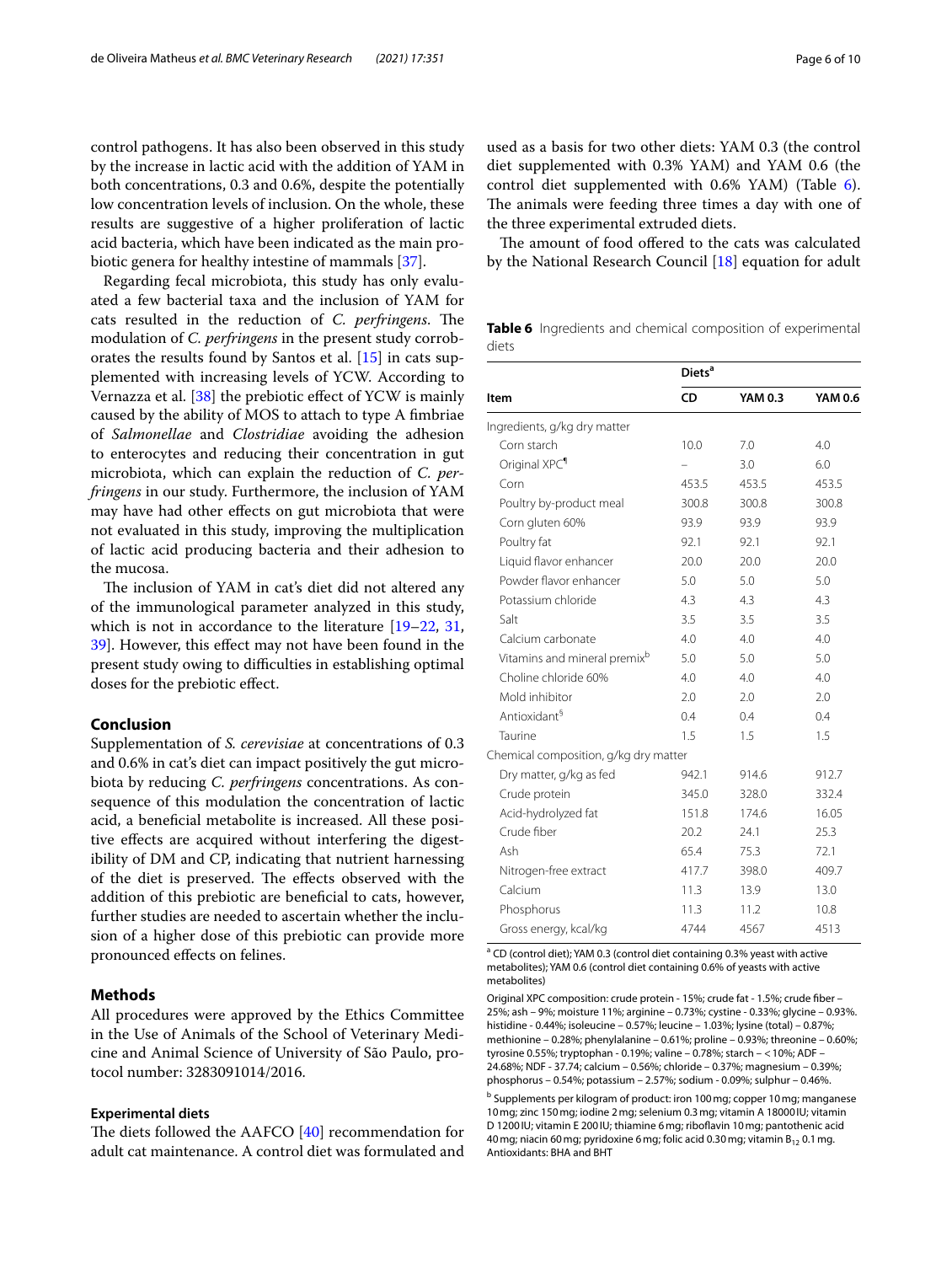control pathogens. It has also been observed in this study by the increase in lactic acid with the addition of YAM in both concentrations, 0.3 and 0.6%, despite the potentially low concentration levels of inclusion. On the whole, these results are suggestive of a higher proliferation of lactic acid bacteria, which have been indicated as the main probiotic genera for healthy intestine of mammals [37].

Regarding fecal microbiota, this study has only evaluated a few bacterial taxa and the inclusion of YAM for cats resulted in the reduction of *C. perfringens*. The modulation of *C. perfringens* in the present study corroborates the results found by Santos et al. [15] in cats supplemented with increasing levels of YCW. According to Vernazza et al. [38] the prebiotic effect of YCW is mainly caused by the ability of MOS to attach to type A fimbriae of *Salmonellae* and *Clostridiae* avoiding the adhesion to enterocytes and reducing their concentration in gut microbiota, which can explain the reduction of *C. perfringens* in our study. Furthermore, the inclusion of YAM may have had other effects on gut microbiota that were not evaluated in this study, improving the multiplication of lactic acid producing bacteria and their adhesion to the mucosa.

The inclusion of YAM in cat's diet did not altered any of the immunological parameter analyzed in this study, which is not in accordance to the literature [19–22, 31, 39]. However, this effect may not have been found in the present study owing to difficulties in establishing optimal doses for the prebiotic effect.

## Conclusion

Supplementation of *S. cerevisiae* at concentrations of 0.3 and 0.6% in cat's diet can impact positively the gut microbiota by reducing *C. perfringens* concentrations. As consequence of this modulation the concentration of lactic acid, a beneficial metabolite is increased. All these positive effects are acquired without interfering the digestibility of DM and CP, indicating that nutrient harnessing of the diet is preserved. The effects observed with the addition of this prebiotic are beneficial to cats, however, further studies are needed to ascertain whether the inclusion of a higher dose of this prebiotic can provide more pronounced effects on felines.

## Methods

All procedures were approved by the Ethics Committee in the Use of Animals of the School of Veterinary Medicine and Animal Science of University of São Paulo, protocol number: 3283091014/2016.

### Experimental diets

The diets followed the AAFCO [40] recommendation for adult cat maintenance. A control diet was formulated and used as a basis for two other diets: YAM 0.3 (the control diet supplemented with 0.3% YAM) and YAM 0.6 (the control diet supplemented with 0.6% YAM) (Table 6). The animals were feeding three times a day with one of the three experimental extruded diets.

The amount of food offered to the cats was calculated by the National Research Council [18] equation for adult

**Table 6** Ingredients and chemical composition of experimental diets

| Item | Diets[a] | | |
|---|---|---|---|
| | **CD** | **YAM 0.3** | **YAM 0.6** |
| Ingredients, g/kg dry matter | | | |
| Corn starch | 10.0 | 7.0 | 4.0 |
| Original XPC[¶] | – | 3.0 | 6.0 |
| Corn | 453.5 | 453.5 | 453.5 |
| Poultry by-product meal | 300.8 | 300.8 | 300.8 |
| Corn gluten 60% | 93.9 | 93.9 | 93.9 |
| Poultry fat | 92.1 | 92.1 | 92.1 |
| Liquid flavor enhancer | 20.0 | 20.0 | 20.0 |
| Powder flavor enhancer | 5.0 | 5.0 | 5.0 |
| Potassium chloride | 4.3 | 4.3 | 4.3 |
| Salt | 3.5 | 3.5 | 3.5 |
| Calcium carbonate | 4.0 | 4.0 | 4.0 |
| Vitamins and mineral premix[b] | 5.0 | 5.0 | 5.0 |
| Choline chloride 60% | 4.0 | 4.0 | 4.0 |
| Mold inhibitor | 2.0 | 2.0 | 2.0 |
| Antioxidant[§] | 0.4 | 0.4 | 0.4 |
| Taurine | 1.5 | 1.5 | 1.5 |
| Chemical composition, g/kg dry matter | | | |
| Dry matter, g/kg as fed | 942.1 | 914.6 | 912.7 |
| Crude protein | 345.0 | 328.0 | 332.4 |
| Acid-hydrolyzed fat | 151.8 | 174.6 | 16.05 |
| Crude fiber | 20.2 | 24.1 | 25.3 |
| Ash | 65.4 | 75.3 | 72.1 |
| Nitrogen-free extract | 417.7 | 398.0 | 409.7 |
| Calcium | 11.3 | 13.9 | 13.0 |
| Phosphorus | 11.3 | 11.2 | 10.8 |
| Gross energy, kcal/kg | 4744 | 4567 | 4513 |

[a] CD (control diet); YAM 0.3 (control diet containing 0.3% yeast with active metabolites); YAM 0.6 (control diet containing 0.6% of yeasts with active metabolites)

Original XPC composition: crude protein - 15%; crude fat - 1.5%; crude fiber – 25%; ash – 9%; moisture 11%; arginine – 0.73%; cystine - 0.33%; glycine – 0.93%. histidine - 0.44%; isoleucine – 0.57%; leucine – 1.03%; lysine (total) – 0.87%; methionine – 0.28%; phenylalanine – 0.61%; proline – 0.93%; threonine – 0.60%; tyrosine 0.55%; tryptophan - 0.19%; valine – 0.78%; starch – < 10%; ADF – 24.68%; NDF - 37.74; calcium – 0.56%; chloride – 0.37%; magnesium – 0.39%; phosphorus – 0.54%; potassium – 2.57%; sodium - 0.09%; sulphur – 0.46%.

[b] Supplements per kilogram of product: iron 100 mg; copper 10 mg; manganese 10 mg; zinc 150 mg; iodine 2 mg; selenium 0.3 mg; vitamin A 18000 IU; vitamin D 1200 IU; vitamin E 200 IU; thiamine 6 mg; riboflavin 10 mg; pantothenic acid 40 mg; niacin 60 mg; pyridoxine 6 mg; folic acid 0.30 mg; vitamin $B_{12}$ 0.1 mg. Antioxidants: BHA and BHT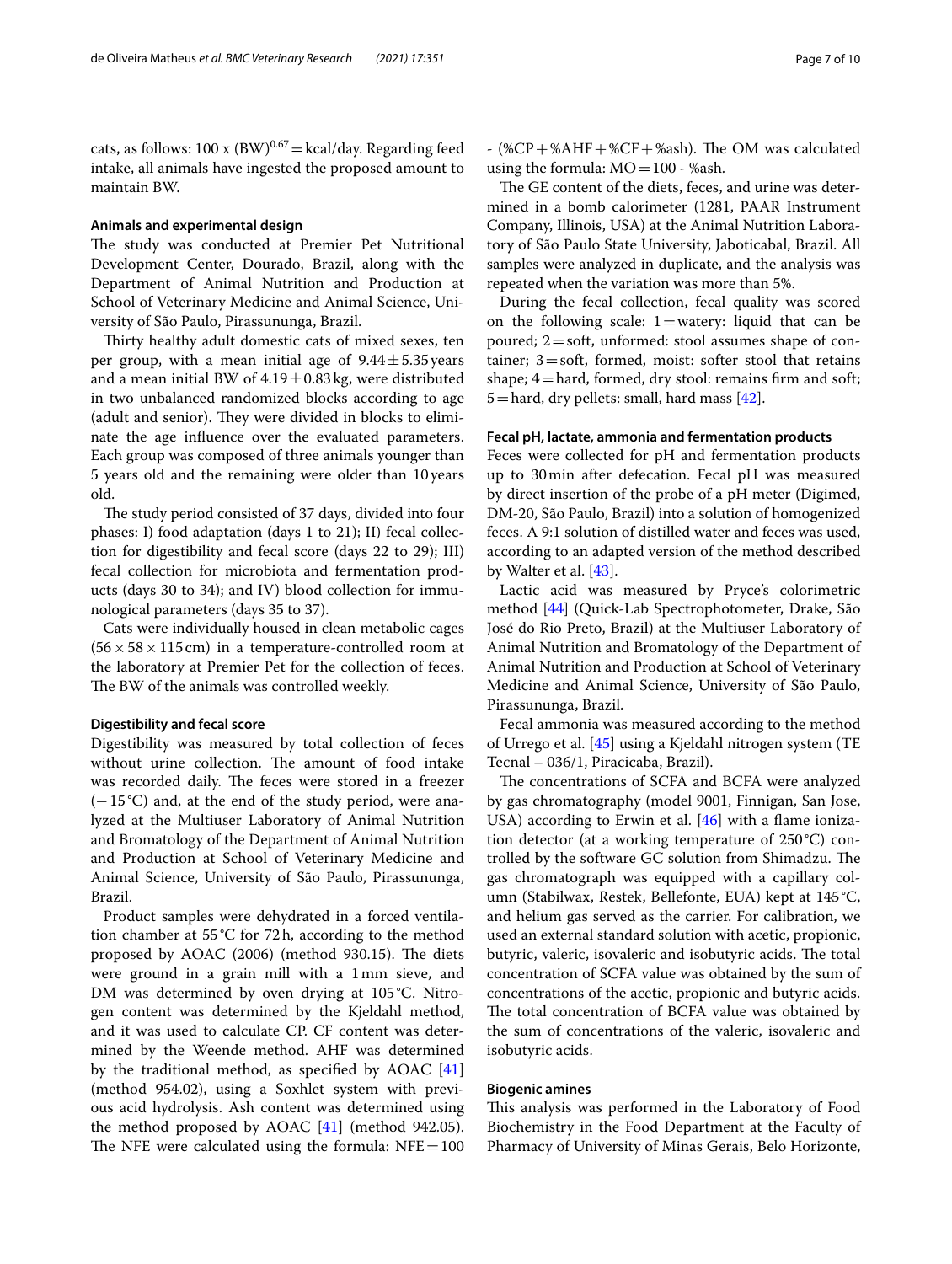cats, as follows: $100 \times (BW)^{0.67} = kcal/day$. Regarding feed intake, all animals have ingested the proposed amount to maintain BW.

### Animals and experimental design

The study was conducted at Premier Pet Nutritional Development Center, Dourado, Brazil, along with the Department of Animal Nutrition and Production at School of Veterinary Medicine and Animal Science, University of São Paulo, Pirassununga, Brazil.

Thirty healthy adult domestic cats of mixed sexes, ten per group, with a mean initial age of $9.44 \pm 5.35$ years and a mean initial BW of $4.19 \pm 0.83$ kg, were distributed in two unbalanced randomized blocks according to age (adult and senior). They were divided in blocks to eliminate the age influence over the evaluated parameters. Each group was composed of three animals younger than 5 years old and the remaining were older than 10 years old.

The study period consisted of 37 days, divided into four phases: I) food adaptation (days 1 to 21); II) fecal collection for digestibility and fecal score (days 22 to 29); III) fecal collection for microbiota and fermentation products (days 30 to 34); and IV) blood collection for immunological parameters (days 35 to 37).

Cats were individually housed in clean metabolic cages ($56 \times 58 \times 115$ cm) in a temperature-controlled room at the laboratory at Premier Pet for the collection of feces. The BW of the animals was controlled weekly.

### Digestibility and fecal score

Digestibility was measured by total collection of feces without urine collection. The amount of food intake was recorded daily. The feces were stored in a freezer (−15 °C) and, at the end of the study period, were analyzed at the Multiuser Laboratory of Animal Nutrition and Bromatology of the Department of Animal Nutrition and Production at School of Veterinary Medicine and Animal Science, University of São Paulo, Pirassununga, Brazil.

Product samples were dehydrated in a forced ventilation chamber at 55 °C for 72 h, according to the method proposed by AOAC (2006) (method 930.15). The diets were ground in a grain mill with a 1 mm sieve, and DM was determined by oven drying at 105 °C. Nitrogen content was determined by the Kjeldahl method, and it was used to calculate CP. CF content was determined by the Weende method. AHF was determined by the traditional method, as specified by AOAC [41] (method 954.02), using a Soxhlet system with previous acid hydrolysis. Ash content was determined using the method proposed by AOAC [41] (method 942.05). The NFE were calculated using the formula: $NFE = 100 - (\%CP + \%AHF + \%CF + \%ash)$. The OM was calculated using the formula: $MO = 100 - \%ash$.

The GE content of the diets, feces, and urine was determined in a bomb calorimeter (1281, PAAR Instrument Company, Illinois, USA) at the Animal Nutrition Laboratory of São Paulo State University, Jaboticabal, Brazil. All samples were analyzed in duplicate, and the analysis was repeated when the variation was more than 5%.

During the fecal collection, fecal quality was scored on the following scale: 1 = watery: liquid that can be poured; 2 = soft, unformed: stool assumes shape of container; 3 = soft, formed, moist: softer stool that retains shape; 4 = hard, formed, dry stool: remains firm and soft; 5 = hard, dry pellets: small, hard mass [42].

### Fecal pH, lactate, ammonia and fermentation products

Feces were collected for pH and fermentation products up to 30 min after defecation. Fecal pH was measured by direct insertion of the probe of a pH meter (Digimed, DM-20, São Paulo, Brazil) into a solution of homogenized feces. A 9:1 solution of distilled water and feces was used, according to an adapted version of the method described by Walter et al. [43].

Lactic acid was measured by Pryce's colorimetric method [44] (Quick-Lab Spectrophotometer, Drake, São José do Rio Preto, Brazil) at the Multiuser Laboratory of Animal Nutrition and Bromatology of the Department of Animal Nutrition and Production at School of Veterinary Medicine and Animal Science, University of São Paulo, Pirassununga, Brazil.

Fecal ammonia was measured according to the method of Urrego et al. [45] using a Kjeldahl nitrogen system (TE Tecnal – 036/1, Piracicaba, Brazil).

The concentrations of SCFA and BCFA were analyzed by gas chromatography (model 9001, Finnigan, San Jose, USA) according to Erwin et al. [46] with a flame ionization detector (at a working temperature of 250 °C) controlled by the software GC solution from Shimadzu. The gas chromatograph was equipped with a capillary column (Stabilwax, Restek, Bellefonte, EUA) kept at 145 °C, and helium gas served as the carrier. For calibration, we used an external standard solution with acetic, propionic, butyric, valeric, isovaleric and isobutyric acids. The total concentration of SCFA value was obtained by the sum of concentrations of the acetic, propionic and butyric acids. The total concentration of BCFA value was obtained by the sum of concentrations of the valeric, isovaleric and isobutyric acids.

### Biogenic amines

This analysis was performed in the Laboratory of Food Biochemistry in the Food Department at the Faculty of Pharmacy of University of Minas Gerais, Belo Horizonte,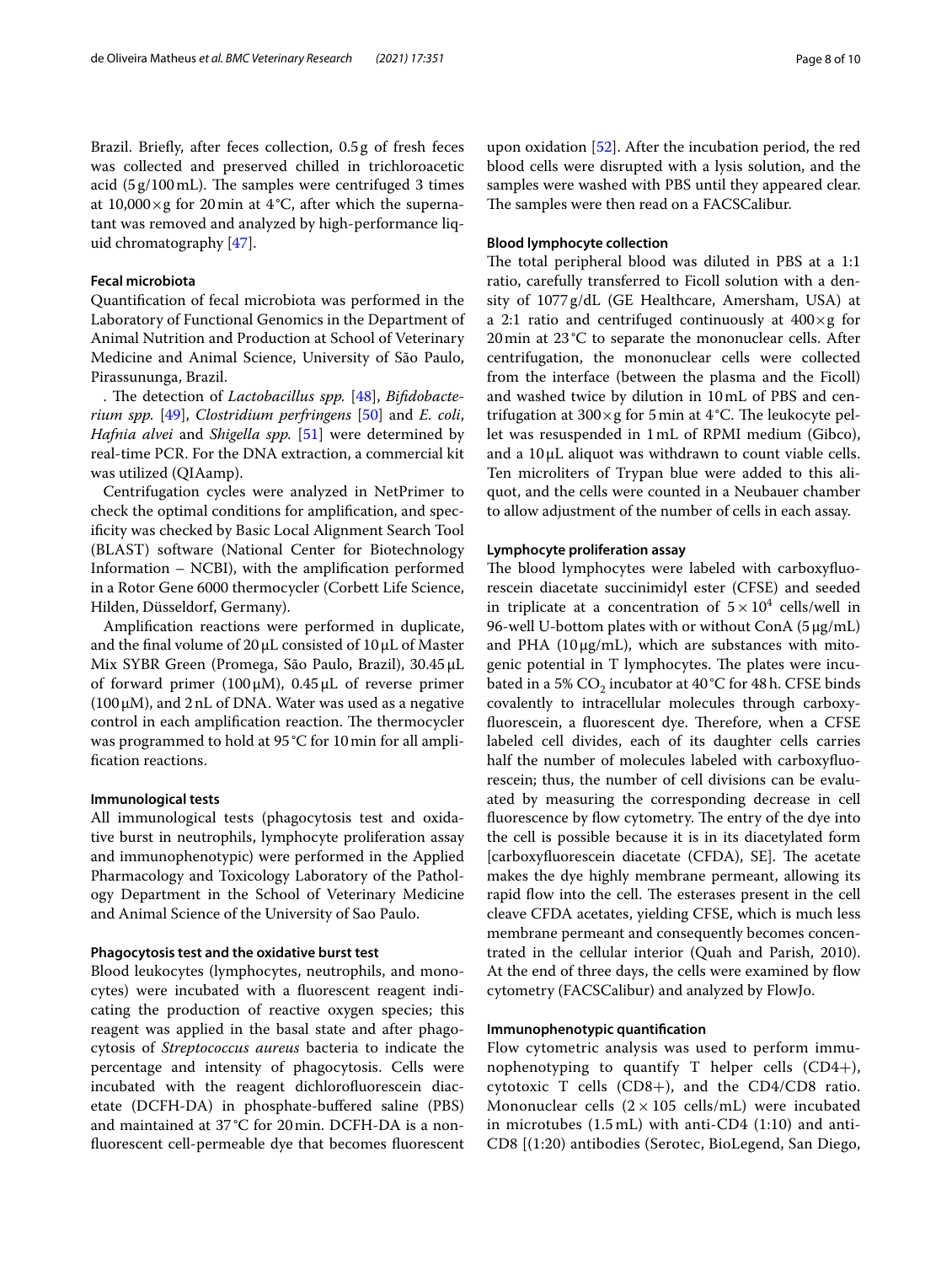Brazil. Briefly, after feces collection, 0.5 g of fresh feces was collected and preserved chilled in trichloroacetic acid (5 g/100 mL). The samples were centrifuged 3 times at 10,000×g for 20 min at 4 °C, after which the supernatant was removed and analyzed by high-performance liquid chromatography [47].

#### Fecal microbiota

Quantification of fecal microbiota was performed in the Laboratory of Functional Genomics in the Department of Animal Nutrition and Production at School of Veterinary Medicine and Animal Science, University of São Paulo, Pirassununga, Brazil.

. The detection of *Lactobacillus spp.* [48], *Bifidobacterium spp.* [49], *Clostridium perfringens* [50] and *E. coli*, *Hafnia alvei* and *Shigella spp.* [51] were determined by real-time PCR. For the DNA extraction, a commercial kit was utilized (QIAamp).

Centrifugation cycles were analyzed in NetPrimer to check the optimal conditions for amplification, and specificity was checked by Basic Local Alignment Search Tool (BLAST) software (National Center for Biotechnology Information – NCBI), with the amplification performed in a Rotor Gene 6000 thermocycler (Corbett Life Science, Hilden, Düsseldorf, Germany).

Amplification reactions were performed in duplicate, and the final volume of 20 μL consisted of 10 μL of Master Mix SYBR Green (Promega, São Paulo, Brazil), 30.45 μL of forward primer (100 μM), 0.45 μL of reverse primer (100 μM), and 2 nL of DNA. Water was used as a negative control in each amplification reaction. The thermocycler was programmed to hold at 95 °C for 10 min for all amplification reactions.

#### Immunological tests

All immunological tests (phagocytosis test and oxidative burst in neutrophils, lymphocyte proliferation assay and immunophenotypic) were performed in the Applied Pharmacology and Toxicology Laboratory of the Pathology Department in the School of Veterinary Medicine and Animal Science of the University of Sao Paulo.

#### Phagocytosis test and the oxidative burst test

Blood leukocytes (lymphocytes, neutrophils, and monocytes) were incubated with a fluorescent reagent indicating the production of reactive oxygen species; this reagent was applied in the basal state and after phagocytosis of *Streptococcus aureus* bacteria to indicate the percentage and intensity of phagocytosis. Cells were incubated with the reagent dichlorofluorescein diacetate (DCFH-DA) in phosphate-buffered saline (PBS) and maintained at 37 °C for 20 min. DCFH-DA is a non-fluorescent cell-permeable dye that becomes fluorescent upon oxidation [52]. After the incubation period, the red blood cells were disrupted with a lysis solution, and the samples were washed with PBS until they appeared clear. The samples were then read on a FACSCalibur.

#### Blood lymphocyte collection

The total peripheral blood was diluted in PBS at a 1:1 ratio, carefully transferred to Ficoll solution with a density of 1077 g/dL (GE Healthcare, Amersham, USA) at a 2:1 ratio and centrifuged continuously at 400×g for 20 min at 23 °C to separate the mononuclear cells. After centrifugation, the mononuclear cells were collected from the interface (between the plasma and the Ficoll) and washed twice by dilution in 10 mL of PBS and centrifugation at 300×g for 5 min at 4 °C. The leukocyte pellet was resuspended in 1 mL of RPMI medium (Gibco), and a 10 μL aliquot was withdrawn to count viable cells. Ten microliters of Trypan blue were added to this aliquot, and the cells were counted in a Neubauer chamber to allow adjustment of the number of cells in each assay.

#### Lymphocyte proliferation assay

The blood lymphocytes were labeled with carboxyfluorescein diacetate succinimidyl ester (CFSE) and seeded in triplicate at a concentration of $5 \times 10^4$ cells/well in 96-well U-bottom plates with or without ConA (5 μg/mL) and PHA (10 μg/mL), which are substances with mitogenic potential in T lymphocytes. The plates were incubated in a 5% $CO_2$ incubator at 40 °C for 48 h. CFSE binds covalently to intracellular molecules through carboxyfluorescein, a fluorescent dye. Therefore, when a CFSE labeled cell divides, each of its daughter cells carries half the number of molecules labeled with carboxyfluorescein; thus, the number of cell divisions can be evaluated by measuring the corresponding decrease in cell fluorescence by flow cytometry. The entry of the dye into the cell is possible because it is in its diacetylated form [carboxyfluorescein diacetate (CFDA), SE]. The acetate makes the dye highly membrane permeant, allowing its rapid flow into the cell. The esterases present in the cell cleave CFDA acetates, yielding CFSE, which is much less membrane permeant and consequently becomes concentrated in the cellular interior (Quah and Parish, 2010). At the end of three days, the cells were examined by flow cytometry (FACSCalibur) and analyzed by FlowJo.

#### Immunophenotypic quantification

Flow cytometric analysis was used to perform immunophenotyping to quantify T helper cells (CD4+), cytotoxic T cells (CD8+), and the CD4/CD8 ratio. Mononuclear cells (2 × 105 cells/mL) were incubated in microtubes (1.5 mL) with anti-CD4 (1:10) and anti-CD8 [(1:20) antibodies (Serotec, BioLegend, San Diego,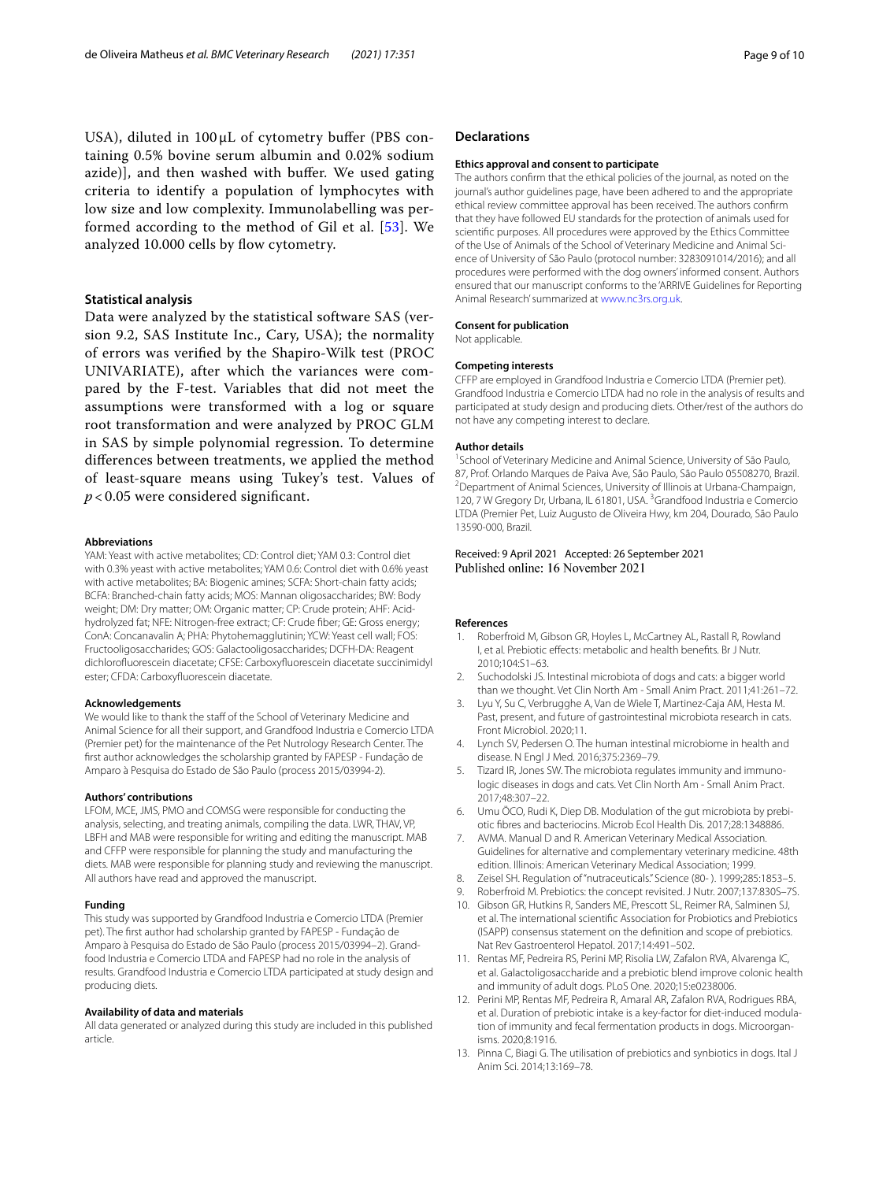USA), diluted in 100 μL of cytometry buffer (PBS containing 0.5% bovine serum albumin and 0.02% sodium azide)], and then washed with buffer. We used gating criteria to identify a population of lymphocytes with low size and low complexity. Immunolabelling was performed according to the method of Gil et al. [53]. We analyzed 10.000 cells by flow cytometry.

### Statistical analysis

Data were analyzed by the statistical software SAS (version 9.2, SAS Institute Inc., Cary, USA); the normality of errors was verified by the Shapiro-Wilk test (PROC UNIVARIATE), after which the variances were compared by the F-test. Variables that did not meet the assumptions were transformed with a log or square root transformation and were analyzed by PROC GLM in SAS by simple polynomial regression. To determine differences between treatments, we applied the method of least-square means using Tukey's test. Values of $p < 0.05$ were considered significant.

#### Abbreviations

YAM: Yeast with active metabolites; CD: Control diet; YAM 0.3: Control diet with 0.3% yeast with active metabolites; YAM 0.6: Control diet with 0.6% yeast with active metabolites; BA: Biogenic amines; SCFA: Short-chain fatty acids; BCFA: Branched-chain fatty acids; MOS: Mannan oligosaccharides; BW: Body weight; DM: Dry matter; OM: Organic matter; CP: Crude protein; AHF: Acid-hydrolyzed fat; NFE: Nitrogen-free extract; CF: Crude fiber; GE: Gross energy; ConA: Concanavalin A; PHA: Phytohemagglutinin; YCW: Yeast cell wall; FOS: Fructooligosaccharides; GOS: Galactooligosaccharides; DCFH-DA: Reagent dichlorofluorescein diacetate; CFSE: Carboxyfluorescein diacetate succinimidyl ester; CFDA: Carboxyfluorescein diacetate.

#### Acknowledgements

We would like to thank the staff of the School of Veterinary Medicine and Animal Science for all their support, and Grandfood Industria e Comercio LTDA (Premier pet) for the maintenance of the Pet Nutrology Research Center. The first author acknowledges the scholarship granted by FAPESP - Fundação de Amparo à Pesquisa do Estado de São Paulo (process 2015/03994-2).

#### Authors' contributions

LFOM, MCE, JMS, PMO and COMSG were responsible for conducting the analysis, selecting, and treating animals, compiling the data. LWR, THAV, VP, LBFH and MAB were responsible for writing and editing the manuscript. MAB and CFFP were responsible for planning the study and manufacturing the diets. MAB were responsible for planning study and reviewing the manuscript. All authors have read and approved the manuscript.

#### Funding

This study was supported by Grandfood Industria e Comercio LTDA (Premier pet). The first author had scholarship granted by FAPESP - Fundação de Amparo à Pesquisa do Estado de São Paulo (process 2015/03994–2). Grandfood Industria e Comercio LTDA and FAPESP had no role in the analysis of results. Grandfood Industria e Comercio LTDA participated at study design and producing diets.

#### Availability of data and materials

All data generated or analyzed during this study are included in this published article.

## Declarations

#### Ethics approval and consent to participate

The authors confirm that the ethical policies of the journal, as noted on the journal's author guidelines page, have been adhered to and the appropriate ethical review committee approval has been received. The authors confirm that they have followed EU standards for the protection of animals used for scientific purposes. All procedures were approved by the Ethics Committee of the Use of Animals of the School of Veterinary Medicine and Animal Science of University of São Paulo (protocol number: 3283091014/2016); and all procedures were performed with the dog owners' informed consent. Authors ensured that our manuscript conforms to the 'ARRIVE Guidelines for Reporting Animal Research' summarized at www.nc3rs.org.uk.

#### Consent for publication

Not applicable.

#### Competing interests

CFFP are employed in Grandfood Industria e Comercio LTDA (Premier pet). Grandfood Industria e Comercio LTDA had no role in the analysis of results and participated at study design and producing diets. Other/rest of the authors do not have any competing interest to declare.

#### Author details

[1]School of Veterinary Medicine and Animal Science, University of São Paulo, 87, Prof. Orlando Marques de Paiva Ave, São Paulo, São Paulo 05508270, Brazil. [2]Department of Animal Sciences, University of Illinois at Urbana-Champaign, 120, 7 W Gregory Dr, Urbana, IL 61801, USA. [3]Grandfood Industria e Comercio LTDA (Premier Pet, Luiz Augusto de Oliveira Hwy, km 204, Dourado, São Paulo 13590-000, Brazil.

Received: 9 April 2021 Accepted: 26 September 2021
Published online: 16 November 2021

#### References

1. Roberfroid M, Gibson GR, Hoyles L, McCartney AL, Rastall R, Rowland I, et al. Prebiotic effects: metabolic and health benefits. Br J Nutr. 2010;104:S1–63.
2. Suchodolski JS. Intestinal microbiota of dogs and cats: a bigger world than we thought. Vet Clin North Am - Small Anim Pract. 2011;41:261–72.
3. Lyu Y, Su C, Verbrugghe A, Van de Wiele T, Martinez-Caja AM, Hesta M. Past, present, and future of gastrointestinal microbiota research in cats. Front Microbiol. 2020;11.
4. Lynch SV, Pedersen O. The human intestinal microbiome in health and disease. N Engl J Med. 2016;375:2369–79.
5. Tizard IR, Jones SW. The microbiota regulates immunity and immunologic diseases in dogs and cats. Vet Clin North Am - Small Anim Pract. 2017;48:307–22.
6. Umu ÖCO, Rudi K, Diep DB. Modulation of the gut microbiota by prebiotic fibres and bacteriocins. Microb Ecol Health Dis. 2017;28:1348886.
7. AVMA. Manual D and R. American Veterinary Medical Association. Guidelines for alternative and complementary veterinary medicine. 48th edition. Illinois: American Veterinary Medical Association; 1999.
8. Zeisel SH. Regulation of "nutraceuticals." Science (80- ). 1999;285:1853–5.
9. Roberfroid M. Prebiotics: the concept revisited. J Nutr. 2007;137:830S–7S.
10. Gibson GR, Hutkins R, Sanders ME, Prescott SL, Reimer RA, Salminen SJ, et al. The international scientific Association for Probiotics and Prebiotics (ISAPP) consensus statement on the definition and scope of prebiotics. Nat Rev Gastroenterol Hepatol. 2017;14:491–502.
11. Rentas MF, Pedreira RS, Perini MP, Risolia LW, Zafalon RVA, Alvarenga IC, et al. Galactoligosaccharide and a prebiotic blend improve colonic health and immunity of adult dogs. PLoS One. 2020;15:e0238006.
12. Perini MP, Rentas MF, Pedreira R, Amaral AR, Zafalon RVA, Rodrigues RBA, et al. Duration of prebiotic intake is a key-factor for diet-induced modulation of immunity and fecal fermentation products in dogs. Microorganisms. 2020;8:1916.
13. Pinna C, Biagi G. The utilisation of prebiotics and synbiotics in dogs. Ital J Anim Sci. 2014;13:169–78.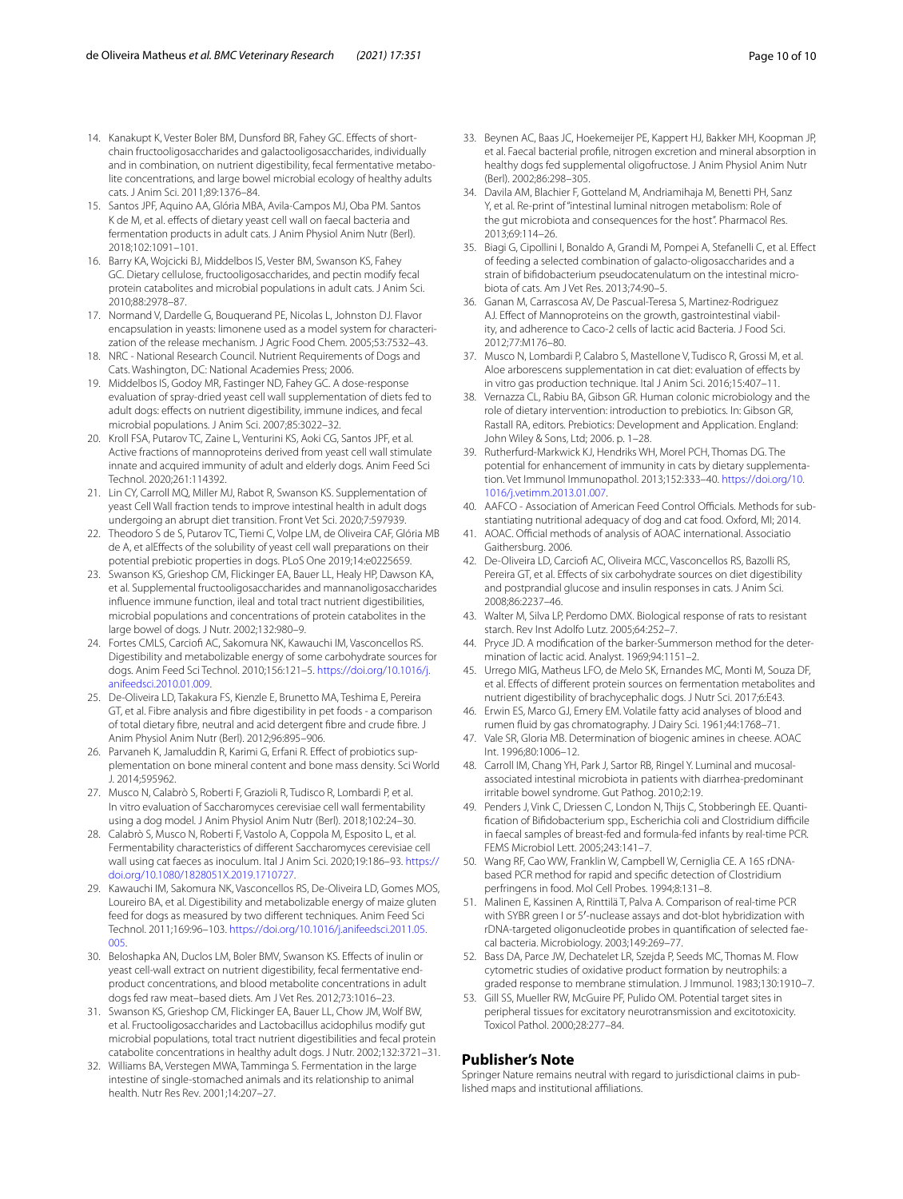14. Kanakupt K, Vester Boler BM, Dunsford BR, Fahey GC. Effects of short-chain fructooligosaccharides and galactooligosaccharides, individually and in combination, on nutrient digestibility, fecal fermentative metabolite concentrations, and large bowel microbial ecology of healthy adults cats. J Anim Sci. 2011;89:1376–84.
15. Santos JPF, Aquino AA, Glória MBA, Avila-Campos MJ, Oba PM. Santos K de M, et al. effects of dietary yeast cell wall on faecal bacteria and fermentation products in adult cats. J Anim Physiol Anim Nutr (Berl). 2018;102:1091–101.
16. Barry KA, Wojcicki BJ, Middelbos IS, Vester BM, Swanson KS, Fahey GC. Dietary cellulose, fructooligosaccharides, and pectin modify fecal protein catabolites and microbial populations in adult cats. J Anim Sci. 2010;88:2978–87.
17. Normand V, Dardelle G, Bouquerand PE, Nicolas L, Johnston DJ. Flavor encapsulation in yeasts: limonene used as a model system for characterization of the release mechanism. J Agric Food Chem. 2005;53:7532–43.
18. NRC - National Research Council. Nutrient Requirements of Dogs and Cats. Washington, DC: National Academies Press; 2006.
19. Middelbos IS, Godoy MR, Fastinger ND, Fahey GC. A dose-response evaluation of spray-dried yeast cell wall supplementation of diets fed to adult dogs: effects on nutrient digestibility, immune indices, and fecal microbial populations. J Anim Sci. 2007;85:3022–32.
20. Kroll FSA, Putarov TC, Zaine L, Venturini KS, Aoki CG, Santos JPF, et al. Active fractions of mannoproteins derived from yeast cell wall stimulate innate and acquired immunity of adult and elderly dogs. Anim Feed Sci Technol. 2020;261:114392.
21. Lin CY, Carroll MQ, Miller MJ, Rabot R, Swanson KS. Supplementation of yeast Cell Wall fraction tends to improve intestinal health in adult dogs undergoing an abrupt diet transition. Front Vet Sci. 2020;7:597939.
22. Theodoro S de S, Putarov TC, Tiemi C, Volpe LM, de Oliveira CAF, Glória MB de A, et alEffects of the solubility of yeast cell wall preparations on their potential prebiotic properties in dogs. PLoS One 2019;14:e0225659.
23. Swanson KS, Grieshop CM, Flickinger EA, Bauer LL, Healy HP, Dawson KA, et al. Supplemental fructooligosaccharides and mannanoligosaccharides influence immune function, ileal and total tract nutrient digestibilities, microbial populations and concentrations of protein catabolites in the large bowel of dogs. J Nutr. 2002;132:980–9.
24. Fortes CMLS, Carciofi AC, Sakomura NK, Kawauchi IM, Vasconcellos RS. Digestibility and metabolizable energy of some carbohydrate sources for dogs. Anim Feed Sci Technol. 2010;156:121–5. https://doi.org/10.1016/j.anifeedsci.2010.01.009.
25. De-Oliveira LD, Takakura FS, Kienzle E, Brunetto MA, Teshima E, Pereira GT, et al. Fibre analysis and fibre digestibility in pet foods - a comparison of total dietary fibre, neutral and acid detergent fibre and crude fibre. J Anim Physiol Anim Nutr (Berl). 2012;96:895–906.
26. Parvaneh K, Jamaluddin R, Karimi G, Erfani R. Effect of probiotics supplementation on bone mineral content and bone mass density. Sci World J. 2014;595962.
27. Musco N, Calabrò S, Roberti F, Grazioli R, Tudisco R, Lombardi P, et al. In vitro evaluation of Saccharomyces cerevisiae cell wall fermentability using a dog model. J Anim Physiol Anim Nutr (Berl). 2018;102:24–30.
28. Calabrò S, Musco N, Roberti F, Vastolo A, Coppola M, Esposito L, et al. Fermentability characteristics of different Saccharomyces cerevisiae cell wall using cat faeces as inoculum. Ital J Anim Sci. 2020;19:186–93. https://doi.org/10.1080/1828051X.2019.1710727.
29. Kawauchi IM, Sakomura NK, Vasconcellos RS, De-Oliveira LD, Gomes MOS, Loureiro BA, et al. Digestibility and metabolizable energy of maize gluten feed for dogs as measured by two different techniques. Anim Feed Sci Technol. 2011;169:96–103. https://doi.org/10.1016/j.anifeedsci.2011.05.005.
30. Beloshapka AN, Duclos LM, Boler BMV, Swanson KS. Effects of inulin or yeast cell-wall extract on nutrient digestibility, fecal fermentative end-product concentrations, and blood metabolite concentrations in adult dogs fed raw meat–based diets. Am J Vet Res. 2012;73:1016–23.
31. Swanson KS, Grieshop CM, Flickinger EA, Bauer LL, Chow JM, Wolf BW, et al. Fructooligosaccharides and Lactobacillus acidophilus modify gut microbial populations, total tract nutrient digestibilities and fecal protein catabolite concentrations in healthy adult dogs. J Nutr. 2002;132:3721–31.
32. Williams BA, Verstegen MWA, Tamminga S. Fermentation in the large intestine of single-stomached animals and its relationship to animal health. Nutr Res Rev. 2001;14:207–27.
33. Beynen AC, Baas JC, Hoekemeijer PE, Kappert HJ, Bakker MH, Koopman JP, et al. Faecal bacterial profile, nitrogen excretion and mineral absorption in healthy dogs fed supplemental oligofructose. J Anim Physiol Anim Nutr (Berl). 2002;86:298–305.
34. Davila AM, Blachier F, Gotteland M, Andriamihaja M, Benetti PH, Sanz Y, et al. Re-print of "intestinal luminal nitrogen metabolism: Role of the gut microbiota and consequences for the host". Pharmacol Res. 2013;69:114–26.
35. Biagi G, Cipollini I, Bonaldo A, Grandi M, Pompei A, Stefanelli C, et al. Effect of feeding a selected combination of galacto-oligosaccharides and a strain of bifidobacterium pseudocatenulatum on the intestinal microbiota of cats. Am J Vet Res. 2013;74:90–5.
36. Ganan M, Carrascosa AV, De Pascual-Teresa S, Martinez-Rodriguez AJ. Effect of Mannoproteins on the growth, gastrointestinal viability, and adherence to Caco-2 cells of lactic acid Bacteria. J Food Sci. 2012;77:M176–80.
37. Musco N, Lombardi P, Calabro S, Mastellone V, Tudisco R, Grossi M, et al. Aloe arborescens supplementation in cat diet: evaluation of effects by in vitro gas production technique. Ital J Anim Sci. 2016;15:407–11.
38. Vernazza CL, Rabiu BA, Gibson GR. Human colonic microbiology and the role of dietary intervention: introduction to prebiotics. In: Gibson GR, Rastall RA, editors. Prebiotics: Development and Application. England: John Wiley & Sons, Ltd; 2006. p. 1–28.
39. Rutherfurd-Markwick KJ, Hendriks WH, Morel PCH, Thomas DG. The potential for enhancement of immunity in cats by dietary supplementation. Vet Immunol Immunopathol. 2013;152:333–40. https://doi.org/10.1016/j.vetimm.2013.01.007.
40. AAFCO - Association of American Feed Control Officials. Methods for substantiating nutritional adequacy of dog and cat food. Oxford, MI; 2014.
41. AOAC. Official methods of analysis of AOAC international. Associatio Gaithersburg. 2006.
42. De-Oliveira LD, Carciofi AC, Oliveira MCC, Vasconcellos RS, Bazolli RS, Pereira GT, et al. Effects of six carbohydrate sources on diet digestibility and postprandial glucose and insulin responses in cats. J Anim Sci. 2008;86:2237–46.
43. Walter M, Silva LP, Perdomo DMX. Biological response of rats to resistant starch. Rev Inst Adolfo Lutz. 2005;64:252–7.
44. Pryce JD. A modification of the barker-Summerson method for the determination of lactic acid. Analyst. 1969;94:1151–2.
45. Urrego MIG, Matheus LFO, de Melo SK, Ernandes MC, Monti M, Souza DF, et al. Effects of different protein sources on fermentation metabolites and nutrient digestibility of brachycephalic dogs. J Nutr Sci. 2017;6:E43.
46. Erwin ES, Marco GJ, Emery EM. Volatile fatty acid analyses of blood and rumen fluid by gas chromatography. J Dairy Sci. 1961;44:1768–71.
47. Vale SR, Gloria MB. Determination of biogenic amines in cheese. AOAC Int. 1996;80:1006–12.
48. Carroll IM, Chang YH, Park J, Sartor RB, Ringel Y. Luminal and mucosal-associated intestinal microbiota in patients with diarrhea-predominant irritable bowel syndrome. Gut Pathog. 2010;2:19.
49. Penders J, Vink C, Driessen C, London N, Thijs C, Stobberingh EE. Quantification of Bifidobacterium spp., Escherichia coli and Clostridium difficile in faecal samples of breast-fed and formula-fed infants by real-time PCR. FEMS Microbiol Lett. 2005;243:141–7.
50. Wang RF, Cao WW, Franklin W, Campbell W, Cerniglia CE. A 16S rDNA-based PCR method for rapid and specific detection of Clostridium perfringens in food. Mol Cell Probes. 1994;8:131–8.
51. Malinen E, Kassinen A, Rinttilä T, Palva A. Comparison of real-time PCR with SYBR green I or 5′-nuclease assays and dot-blot hybridization with rDNA-targeted oligonucleotide probes in quantification of selected faecal bacteria. Microbiology. 2003;149:269–77.
52. Bass DA, Parce JW, Dechatelet LR, Szejda P, Seeds MC, Thomas M. Flow cytometric studies of oxidative product formation by neutrophils: a graded response to membrane stimulation. J Immunol. 1983;130:1910–7.
53. Gill SS, Mueller RW, McGuire PF, Pulido OM. Potential target sites in peripheral tissues for excitatory neurotransmission and excitotoxicity. Toxicol Pathol. 2000;28:277–84.

## Publisher's Note

Springer Nature remains neutral with regard to jurisdictional claims in published maps and institutional affiliations.